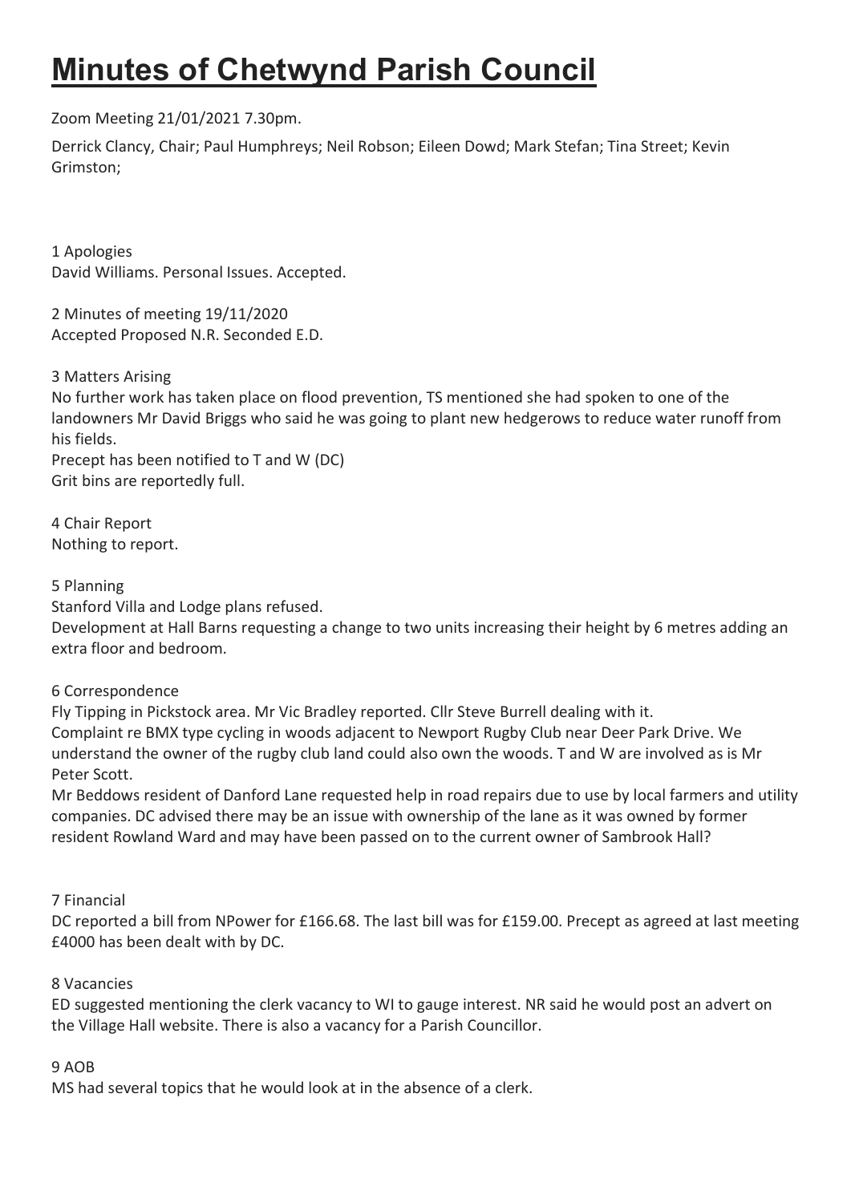# Minutes of Chetwynd Parish Council

Zoom Meeting 21/01/2021 7.30pm.

Derrick Clancy, Chair; Paul Humphreys; Neil Robson; Eileen Dowd; Mark Stefan; Tina Street; Kevin Grimston;

1 Apologies
David Williams. Personal Issues. Accepted.

2 Minutes of meeting 19/11/2020
Accepted Proposed N.R. Seconded E.D.

3 Matters Arising
No further work has taken place on flood prevention, TS mentioned she had spoken to one of the landowners Mr David Briggs who said he was going to plant new hedgerows to reduce water runoff from his fields.
Precept has been notified to T and W (DC)
Grit bins are reportedly full.

4 Chair Report
Nothing to report.

5 Planning
Stanford Villa and Lodge plans refused.
Development at Hall Barns requesting a change to two units increasing their height by 6 metres adding an extra floor and bedroom.

6 Correspondence
Fly Tipping in Pickstock area. Mr Vic Bradley reported. Cllr Steve Burrell dealing with it.
Complaint re BMX type cycling in woods adjacent to Newport Rugby Club near Deer Park Drive. We understand the owner of the rugby club land could also own the woods. T and W are involved as is Mr Peter Scott.
Mr Beddows resident of Danford Lane requested help in road repairs due to use by local farmers and utility companies. DC advised there may be an issue with ownership of the lane as it was owned by former resident Rowland Ward and may have been passed on to the current owner of Sambrook Hall?

7 Financial
DC reported a bill from NPower for £166.68. The last bill was for £159.00. Precept as agreed at last meeting £4000 has been dealt with by DC.

8 Vacancies
ED suggested mentioning the clerk vacancy to WI to gauge interest. NR said he would post an advert on the Village Hall website. There is also a vacancy for a Parish Councillor.

9 AOB
MS had several topics that he would look at in the absence of a clerk.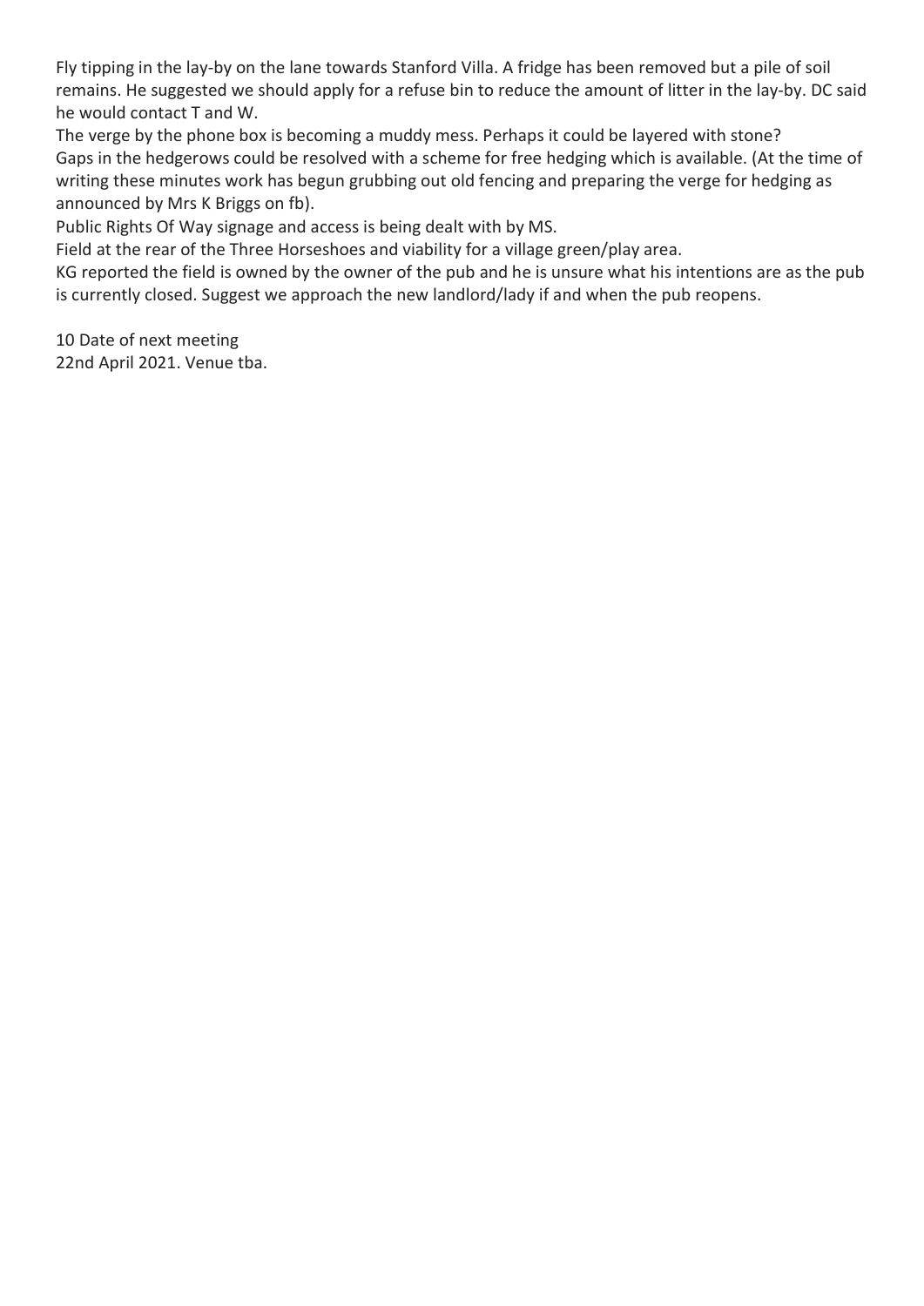Fly tipping in the lay-by on the lane towards Stanford Villa. A fridge has been removed but a pile of soil remains. He suggested we should apply for a refuse bin to reduce the amount of litter in the lay-by. DC said he would contact T and W.

The verge by the phone box is becoming a muddy mess. Perhaps it could be layered with stone?

Gaps in the hedgerows could be resolved with a scheme for free hedging which is available. (At the time of writing these minutes work has begun grubbing out old fencing and preparing the verge for hedging as announced by Mrs K Briggs on fb).

Public Rights Of Way signage and access is being dealt with by MS.

Field at the rear of the Three Horseshoes and viability for a village green/play area.

KG reported the field is owned by the owner of the pub and he is unsure what his intentions are as the pub is currently closed. Suggest we approach the new landlord/lady if and when the pub reopens.

10 Date of next meeting

22nd April 2021. Venue tba.